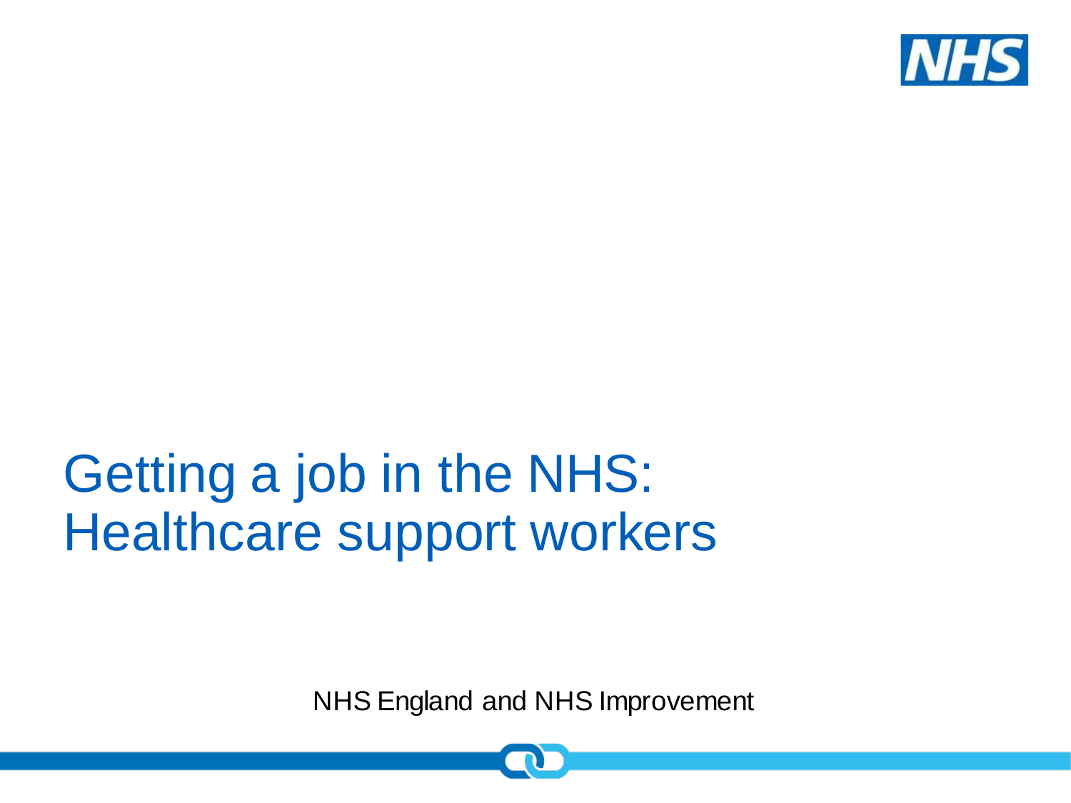# Getting a job in the NHS: Healthcare support workers

NHS England and NHS Improvement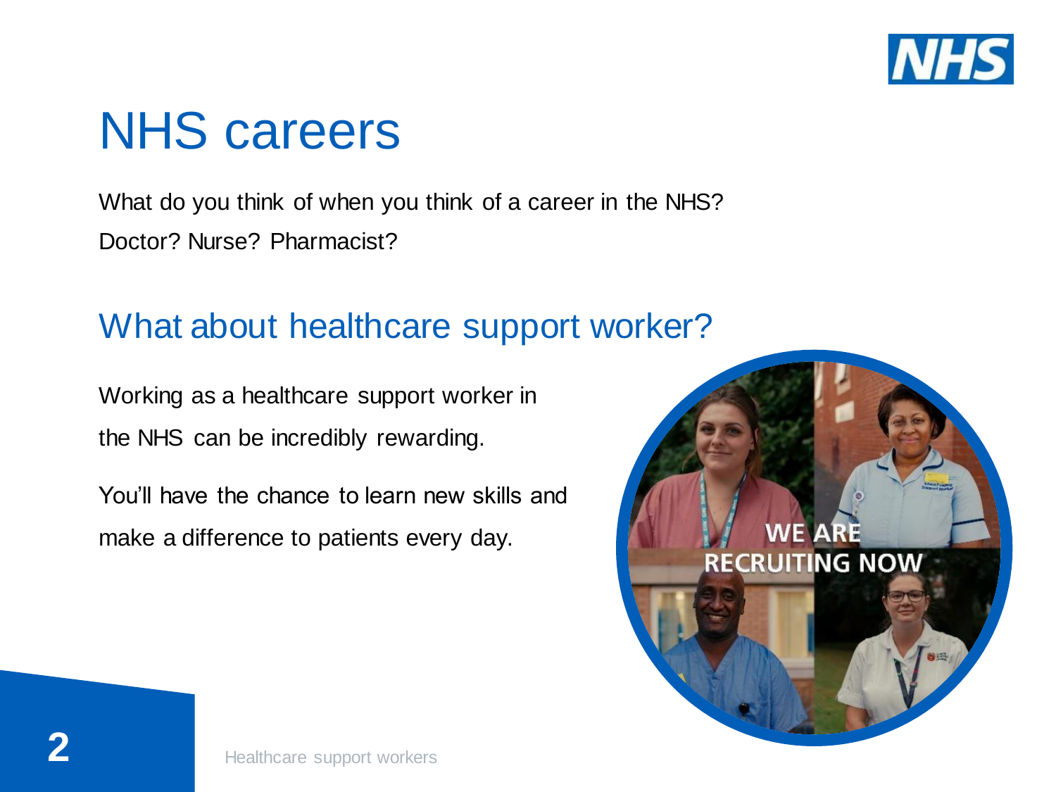# NHS careers

What do you think of when you think of a career in the NHS?

Doctor? Nurse? Pharmacist?

## What about healthcare support worker?

Working as a healthcare support worker in the NHS can be incredibly rewarding.

You'll have the chance to learn new skills and make a difference to patients every day.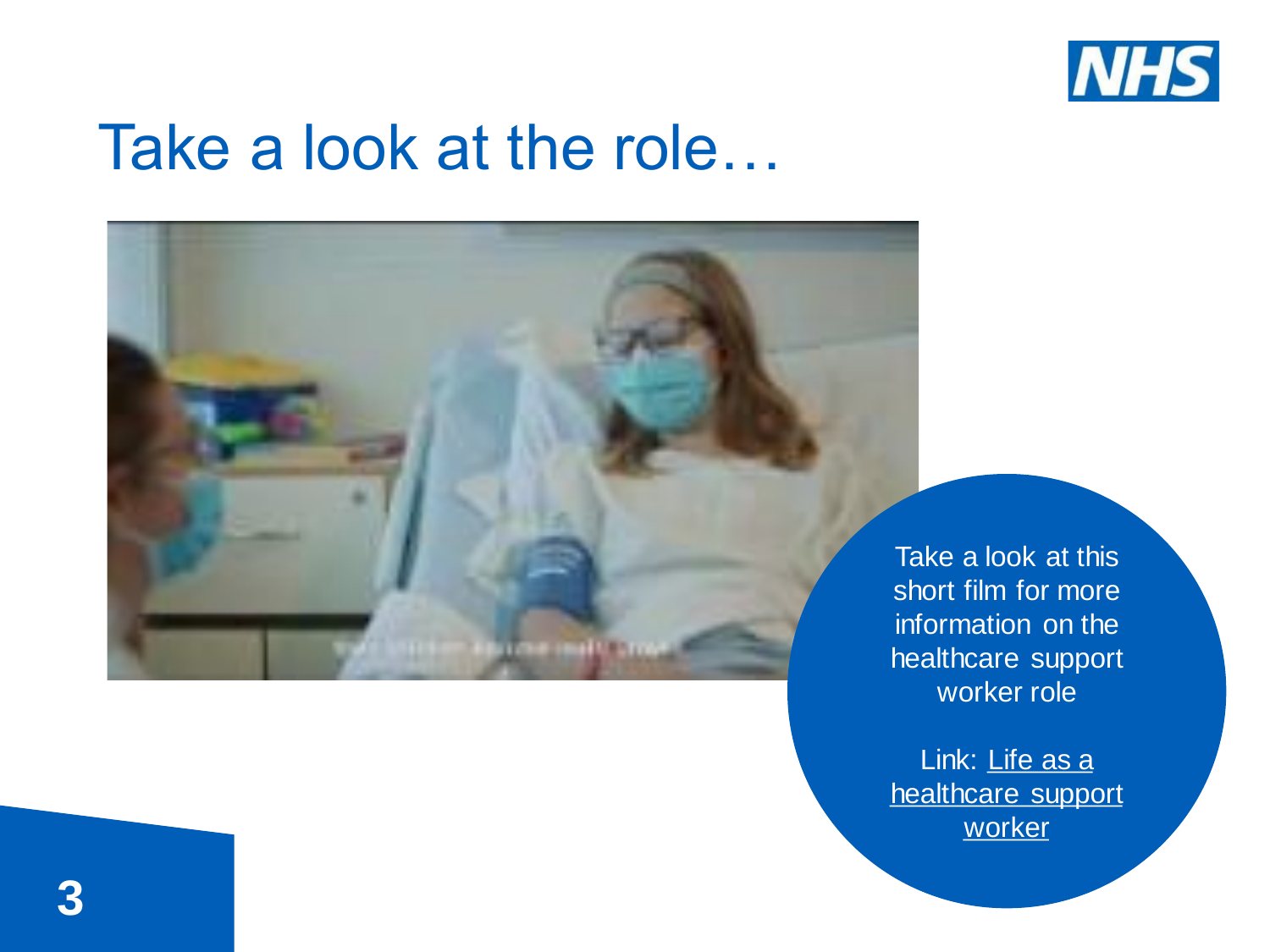# Take a look at the role…

Take a look at this short film for more information on the healthcare support worker role

Link: Life as a healthcare support worker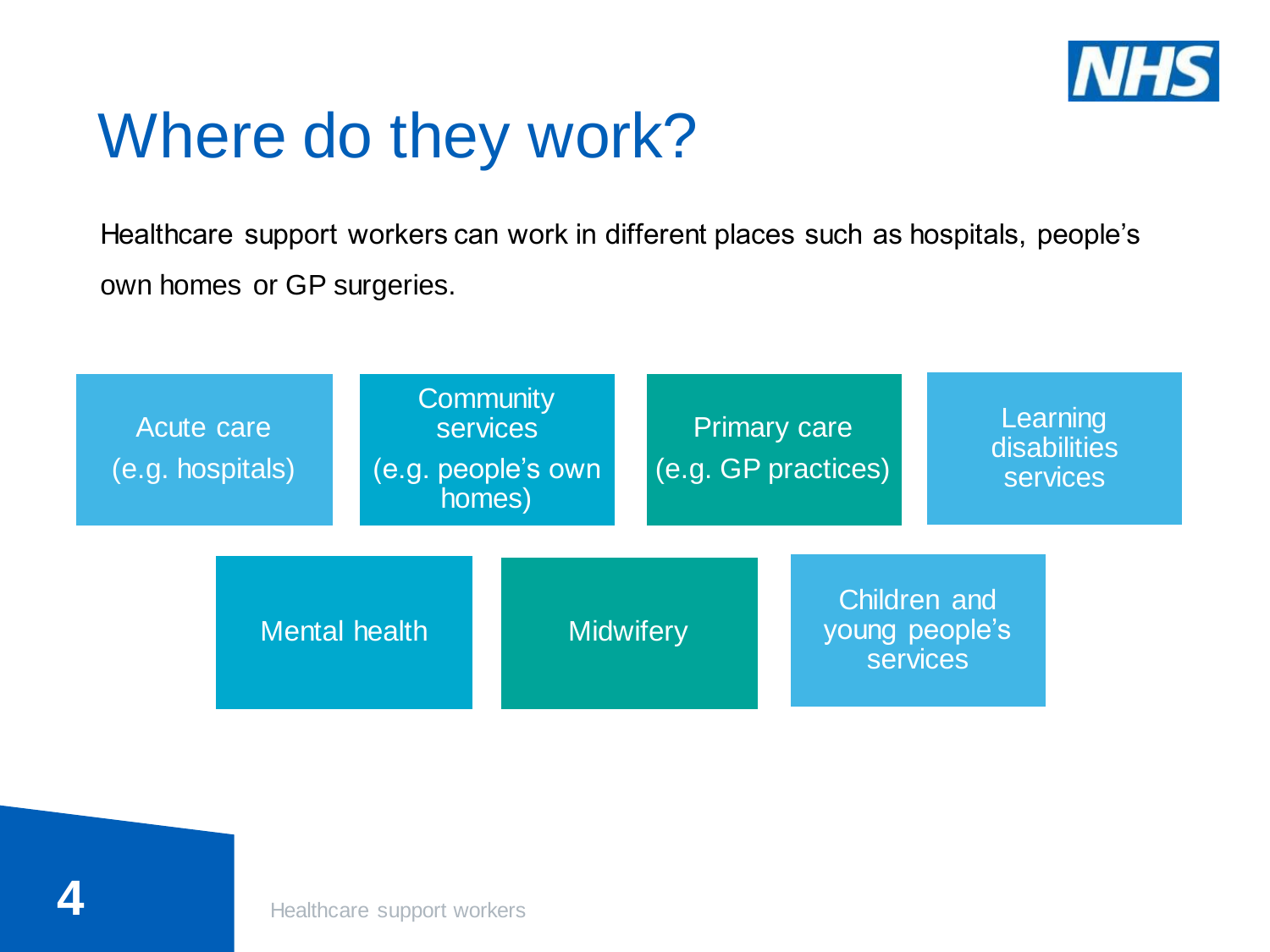# Where do they work?

Healthcare support workers can work in different places such as hospitals, people's own homes or GP surgeries.

- Acute care (e.g. hospitals)
- Community services (e.g. people's own homes)
- Primary care (e.g. GP practices)
- Learning disabilities services
- Mental health
- Midwifery
- Children and young people's services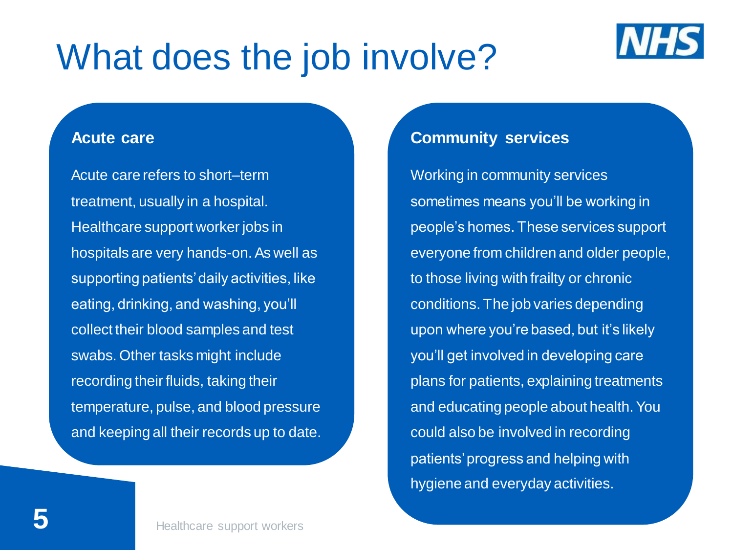# What does the job involve?

## Acute care

Acute care refers to short–term treatment, usually in a hospital. Healthcare support worker jobs in hospitals are very hands-on. As well as supporting patients' daily activities, like eating, drinking, and washing, you'll collect their blood samples and test swabs. Other tasks might include recording their fluids, taking their temperature, pulse, and blood pressure and keeping all their records up to date.

## Community services

Working in community services sometimes means you'll be working in people's homes. These services support everyone from children and older people, to those living with frailty or chronic conditions. The job varies depending upon where you're based, but it's likely you'll get involved in developing care plans for patients, explaining treatments and educating people about health. You could also be involved in recording patients' progress and helping with hygiene and everyday activities.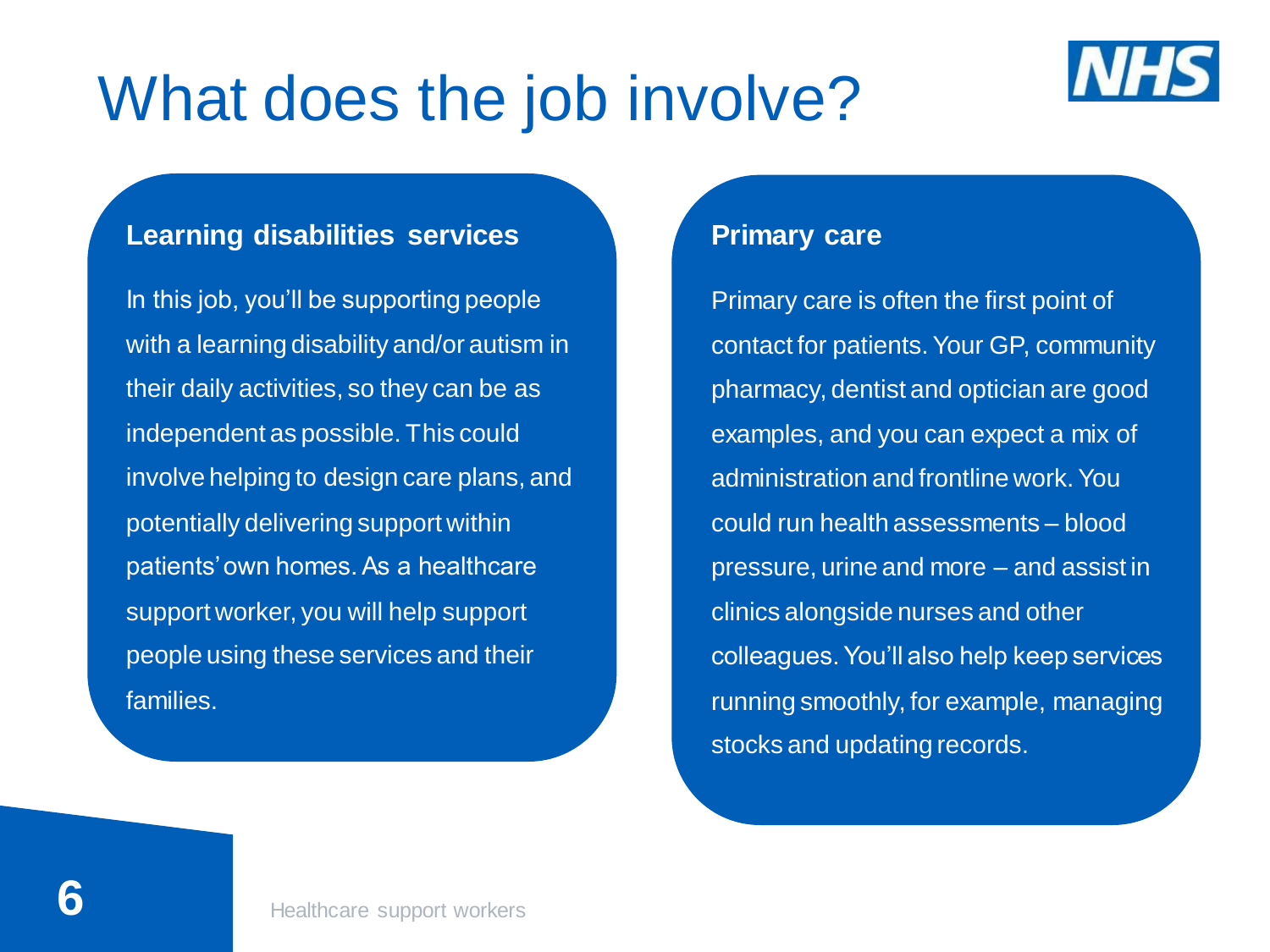# What does the job involve?

## Learning disabilities services

In this job, you'll be supporting people with a learning disability and/or autism in their daily activities, so they can be as independent as possible. This could involve helping to design care plans, and potentially delivering support within patients' own homes. As a healthcare support worker, you will help support people using these services and their families.

## Primary care

Primary care is often the first point of contact for patients. Your GP, community pharmacy, dentist and optician are good examples, and you can expect a mix of administration and frontline work. You could run health assessments – blood pressure, urine and more – and assist in clinics alongside nurses and other colleagues. You'll also help keep services running smoothly, for example, managing stocks and updating records.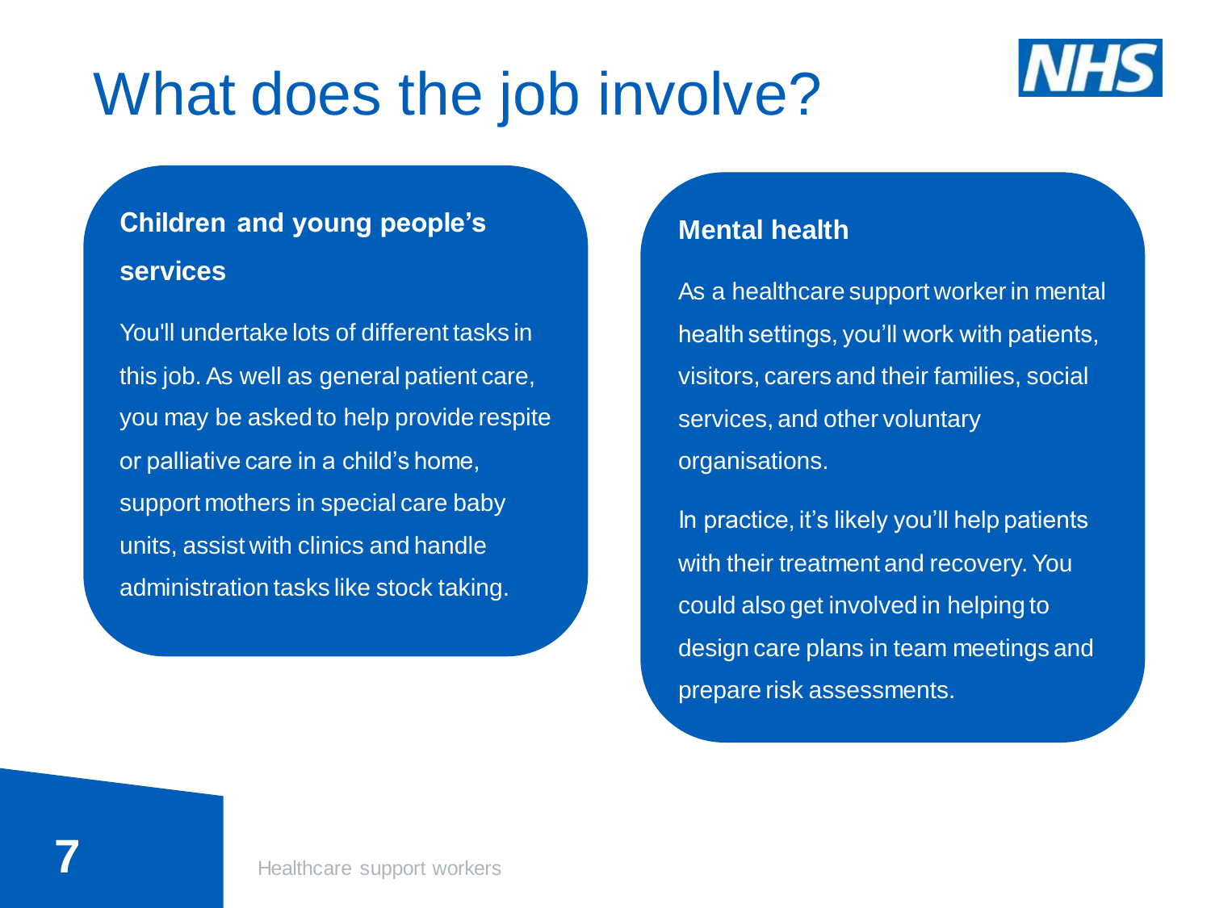# What does the job involve?

### Children and young people's services

You'll undertake lots of different tasks in this job. As well as general patient care, you may be asked to help provide respite or palliative care in a child's home, support mothers in special care baby units, assist with clinics and handle administration tasks like stock taking.

### Mental health

As a healthcare support worker in mental health settings, you'll work with patients, visitors, carers and their families, social services, and other voluntary organisations.

In practice, it's likely you'll help patients with their treatment and recovery. You could also get involved in helping to design care plans in team meetings and prepare risk assessments.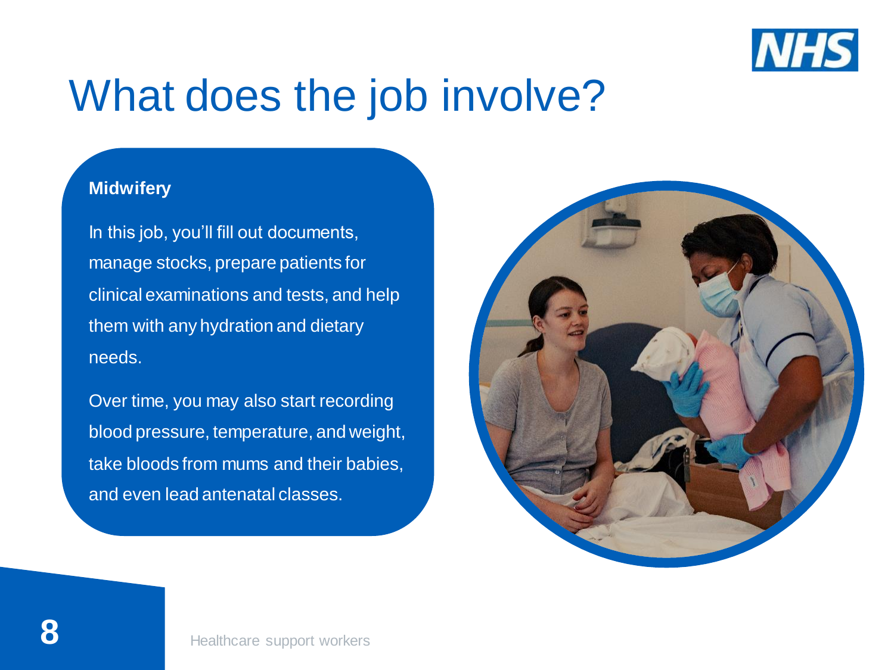# What does the job involve?

**Midwifery**

In this job, you'll fill out documents, manage stocks, prepare patients for clinical examinations and tests, and help them with any hydration and dietary needs.

Over time, you may also start recording blood pressure, temperature, and weight, take bloods from mums and their babies, and even lead antenatal classes.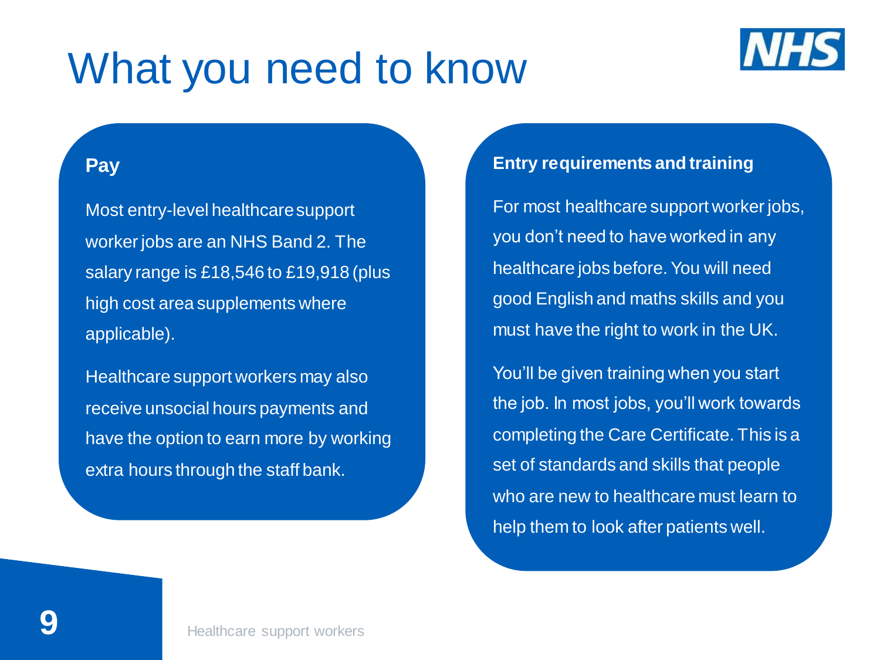# What you need to know

## Pay

Most entry-level healthcare support worker jobs are an NHS Band 2. The salary range is £18,546 to £19,918 (plus high cost area supplements where applicable).

Healthcare support workers may also receive unsocial hours payments and have the option to earn more by working extra hours through the staff bank.

## Entry requirements and training

For most healthcare support worker jobs, you don't need to have worked in any healthcare jobs before. You will need good English and maths skills and you must have the right to work in the UK.

You'll be given training when you start the job. In most jobs, you'll work towards completing the Care Certificate. This is a set of standards and skills that people who are new to healthcare must learn to help them to look after patients well.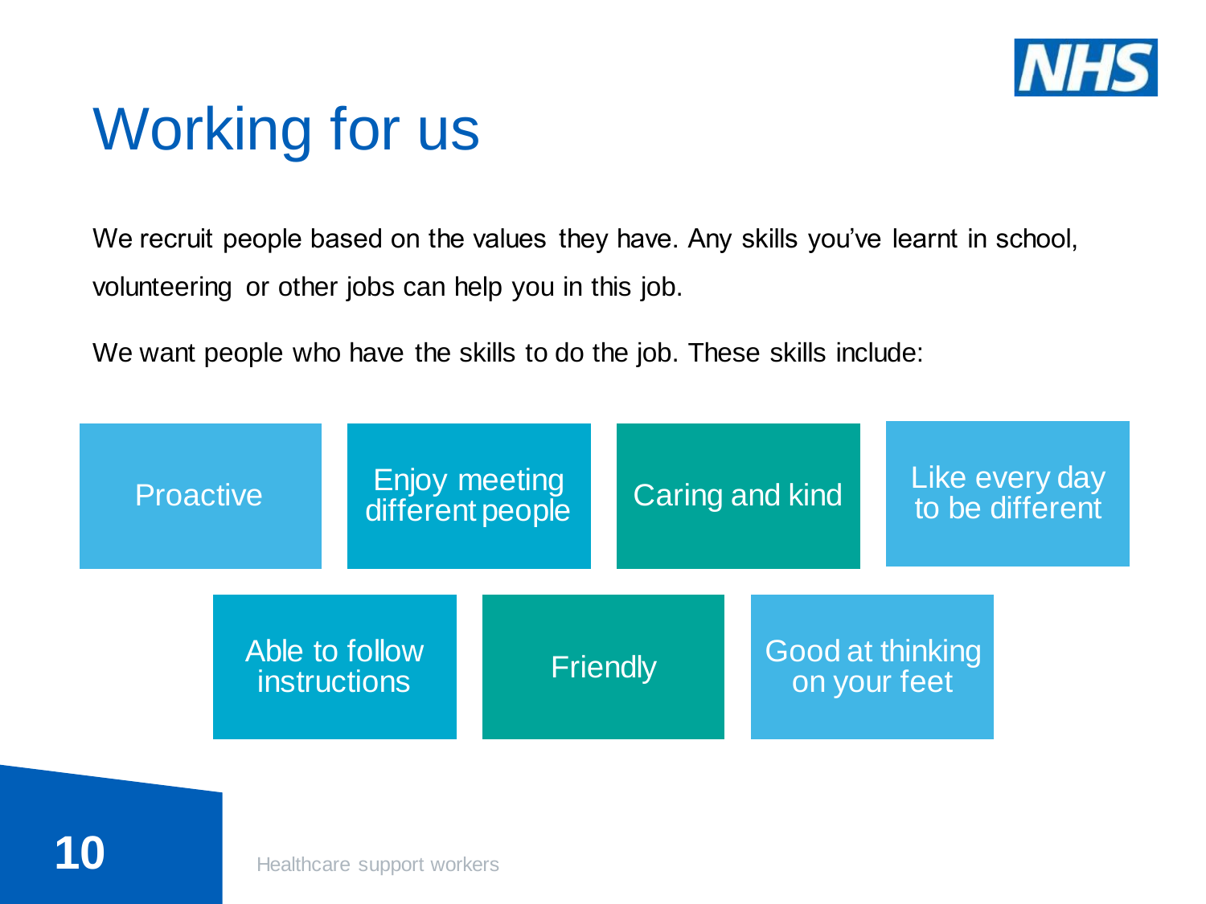# Working for us

We recruit people based on the values they have. Any skills you've learnt in school, volunteering or other jobs can help you in this job.

We want people who have the skills to do the job. These skills include:

- Proactive
- Enjoy meeting different people
- Caring and kind
- Like every day to be different
- Able to follow instructions
- Friendly
- Good at thinking on your feet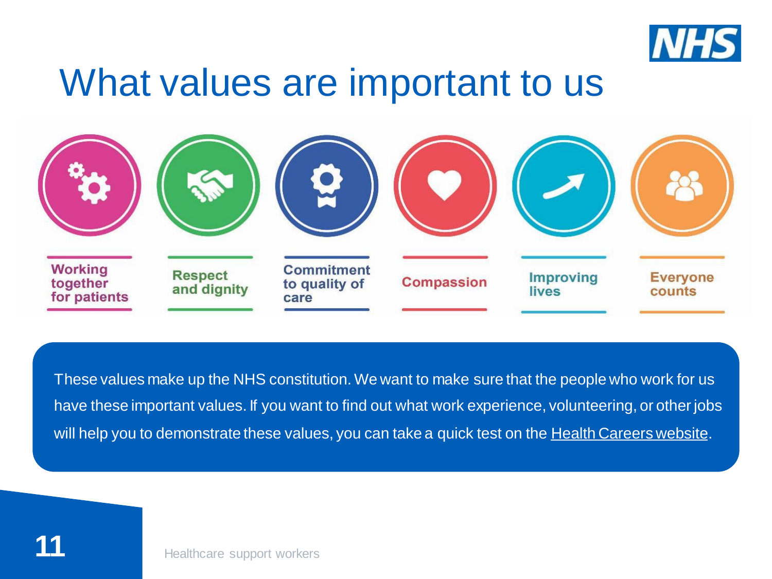# What values are important to us

- Working together for patients
- Respect and dignity
- Commitment to quality of care
- Compassion
- Improving lives
- Everyone counts

These values make up the NHS constitution. We want to make sure that the people who work for us have these important values. If you want to find out what work experience, volunteering, or other jobs will help you to demonstrate these values, you can take a quick test on the Health Careers website.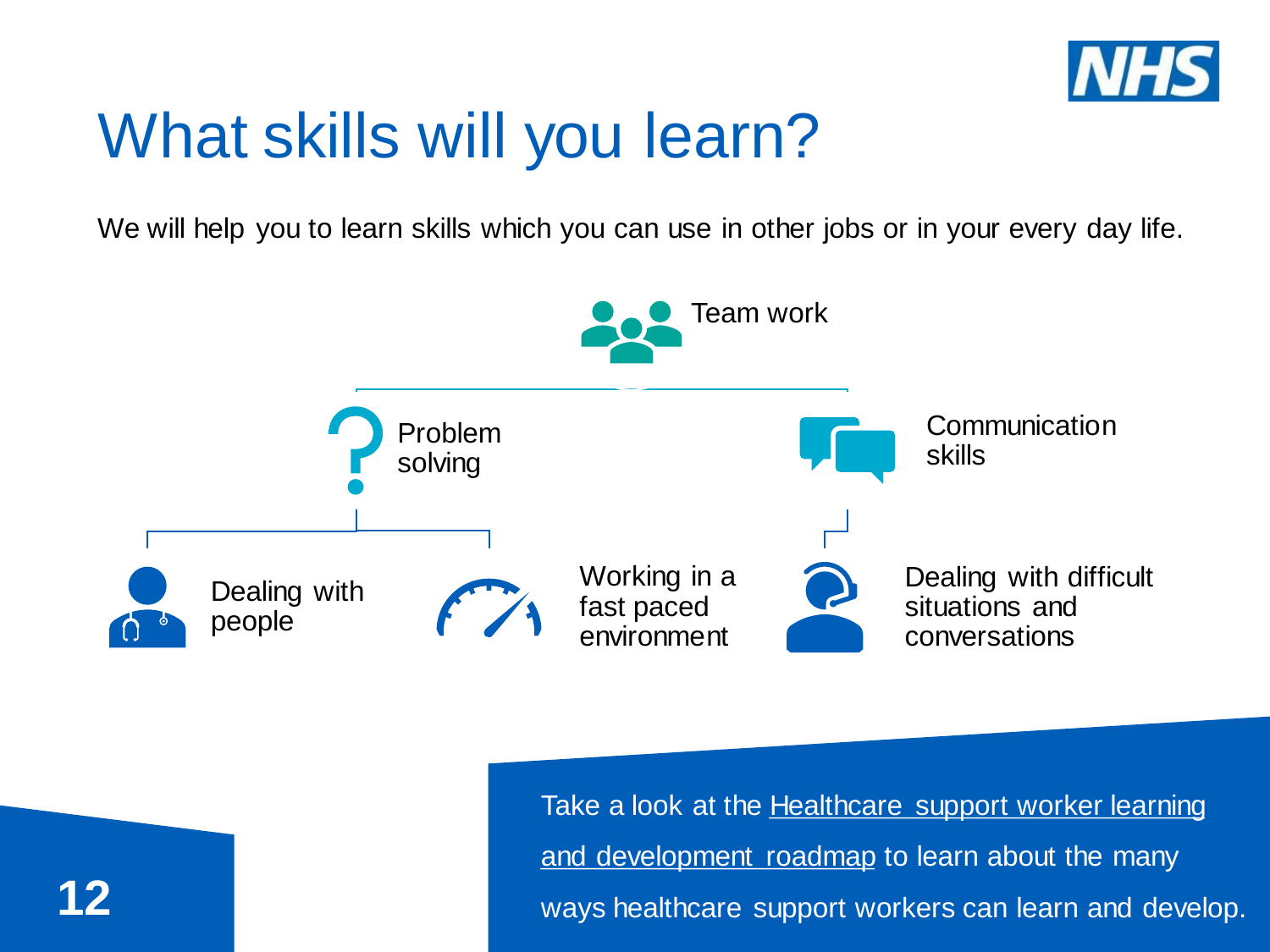# What skills will you learn?

We will help you to learn skills which you can use in other jobs or in your every day life.

- Team work
  - Problem solving
    - Dealing with people
    - Working in a fast paced environment
  - Communication skills
    - Dealing with difficult situations and conversations

Take a look at the Healthcare support worker learning and development roadmap to learn about the many ways healthcare support workers can learn and develop.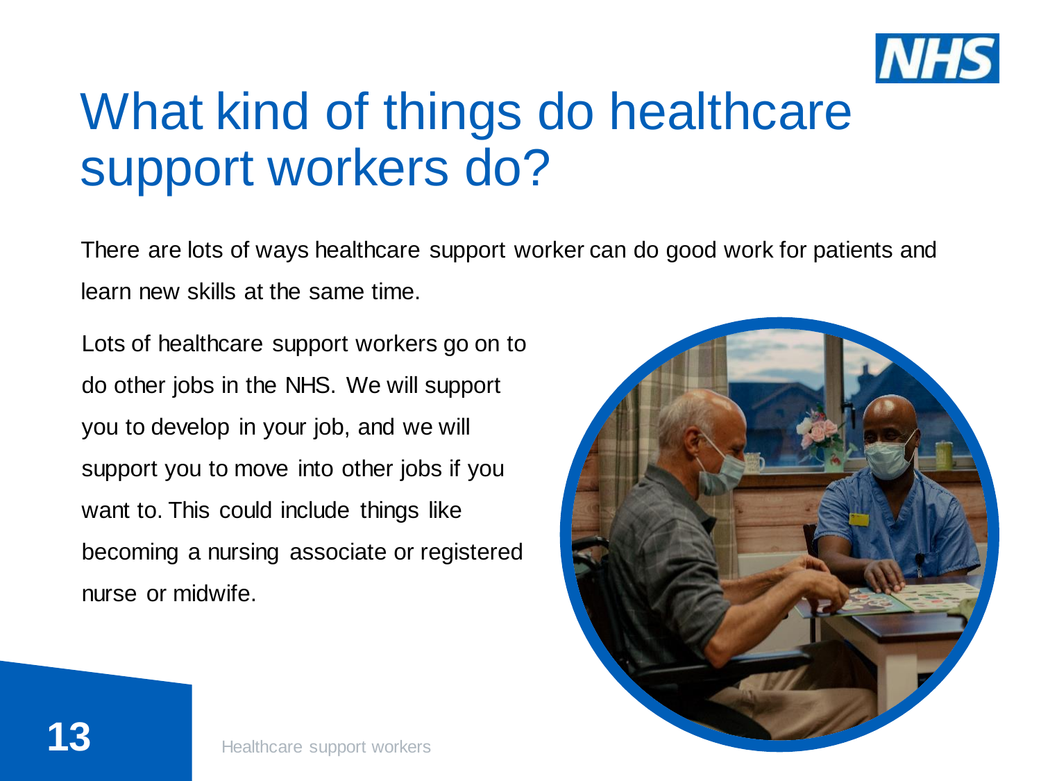# What kind of things do healthcare support workers do?

There are lots of ways healthcare support worker can do good work for patients and learn new skills at the same time.

Lots of healthcare support workers go on to do other jobs in the NHS. We will support you to develop in your job, and we will support you to move into other jobs if you want to. This could include things like becoming a nursing associate or registered nurse or midwife.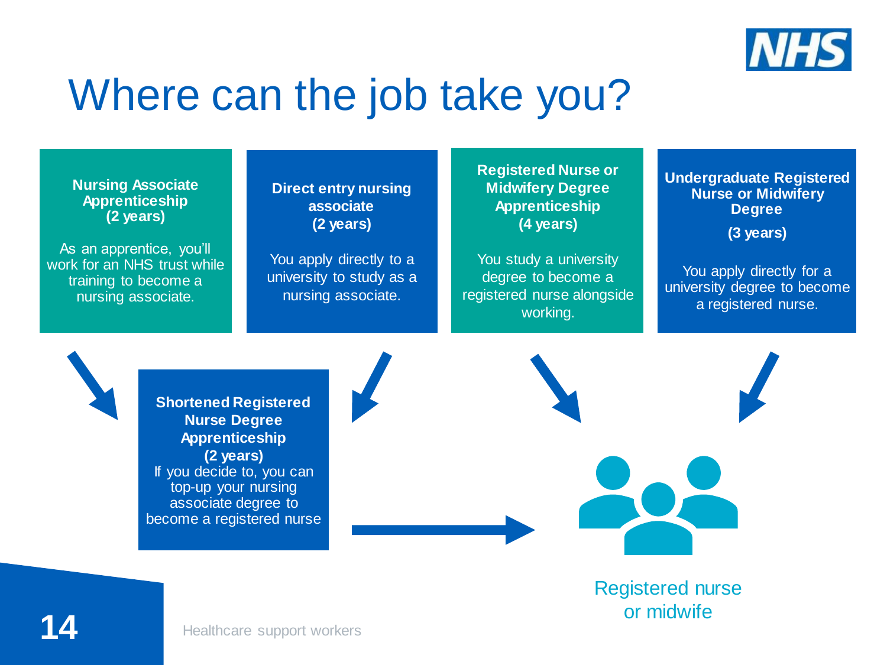# Where can the job take you?

**Nursing Associate Apprenticeship (2 years)**

As an apprentice, you'll work for an NHS trust while training to become a nursing associate.

**Direct entry nursing associate (2 years)**

You apply directly to a university to study as a nursing associate.

**Registered Nurse or Midwifery Degree Apprenticeship (4 years)**

You study a university degree to become a registered nurse alongside working.

**Undergraduate Registered Nurse or Midwifery Degree (3 years)**

You apply directly for a university degree to become a registered nurse.

**Shortened Registered Nurse Degree Apprenticeship (2 years)**

If you decide to, you can top-up your nursing associate degree to become a registered nurse

Registered nurse or midwife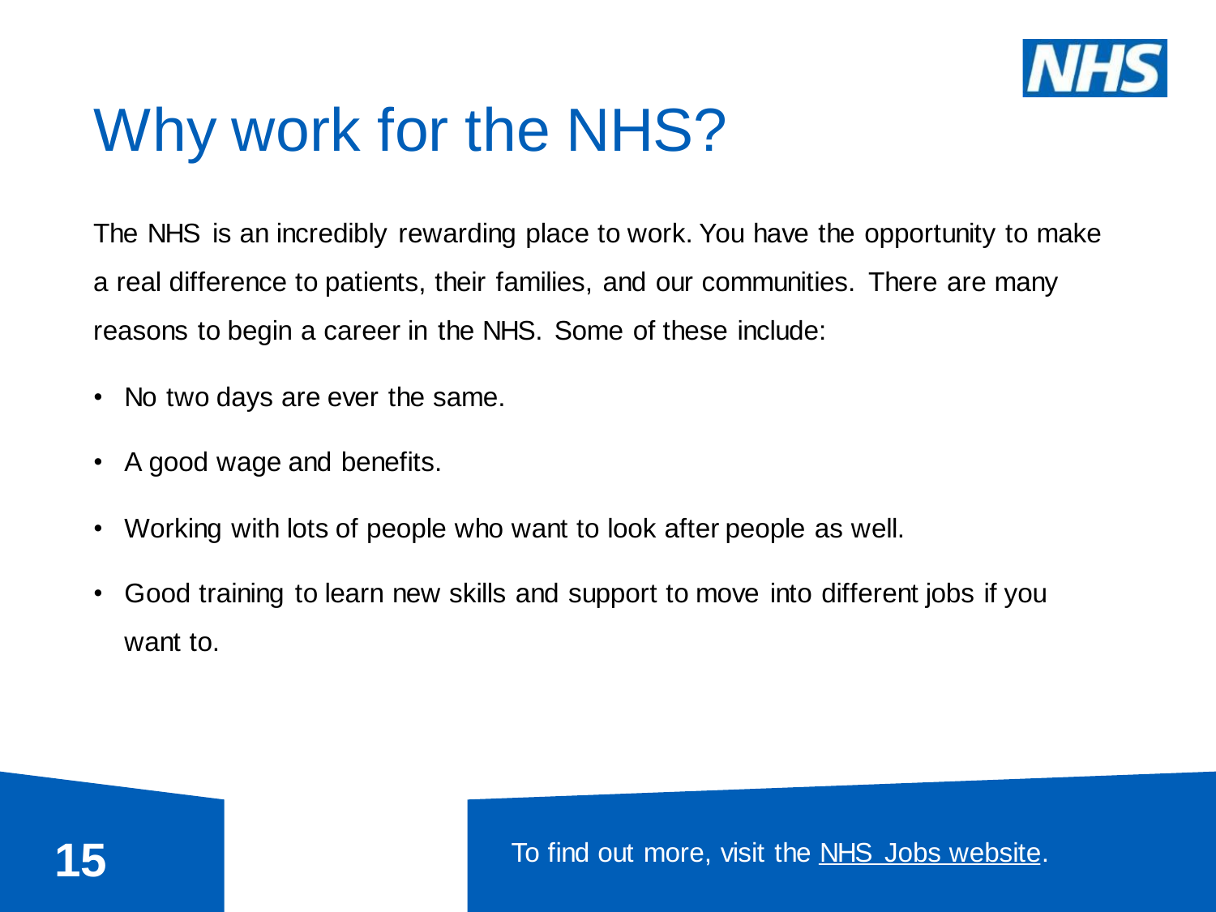# Why work for the NHS?

The NHS is an incredibly rewarding place to work. You have the opportunity to make a real difference to patients, their families, and our communities. There are many reasons to begin a career in the NHS. Some of these include:

- No two days are ever the same.
- A good wage and benefits.
- Working with lots of people who want to look after people as well.
- Good training to learn new skills and support to move into different jobs if you want to.

To find out more, visit the NHS Jobs website.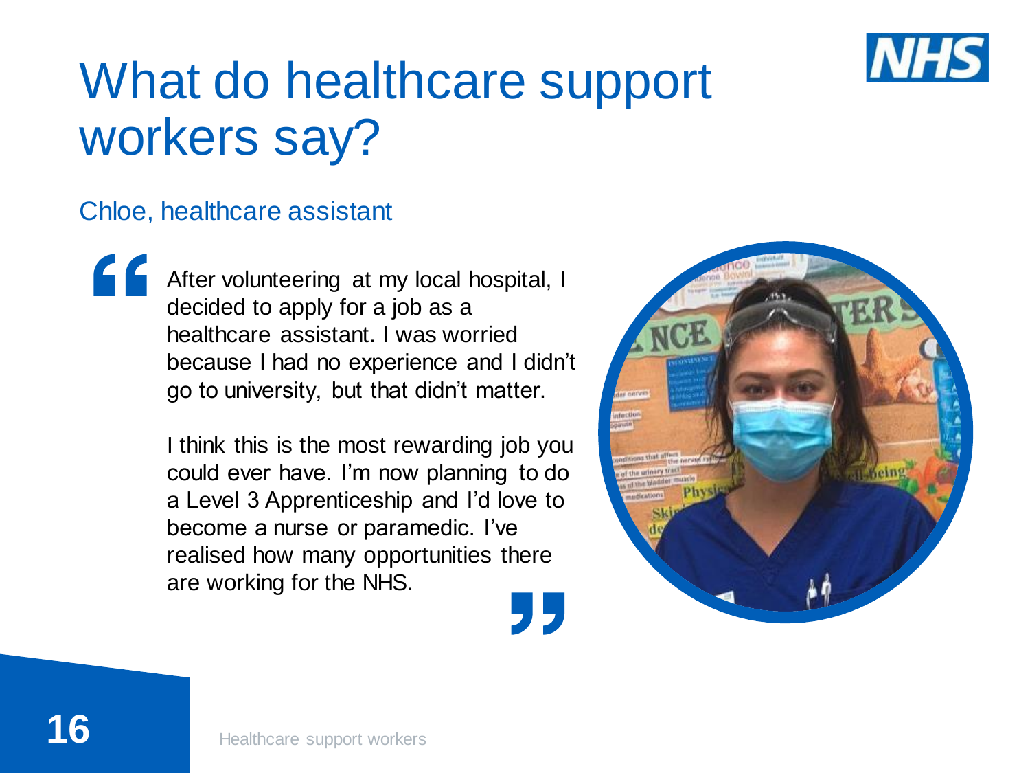# What do healthcare support workers say?

## Chloe, healthcare assistant

> After volunteering at my local hospital, I decided to apply for a job as a healthcare assistant. I was worried because I had no experience and I didn't go to university, but that didn't matter.
>
> I think this is the most rewarding job you could ever have. I'm now planning to do a Level 3 Apprenticeship and I'd love to become a nurse or paramedic. I've realised how many opportunities there are working for the NHS.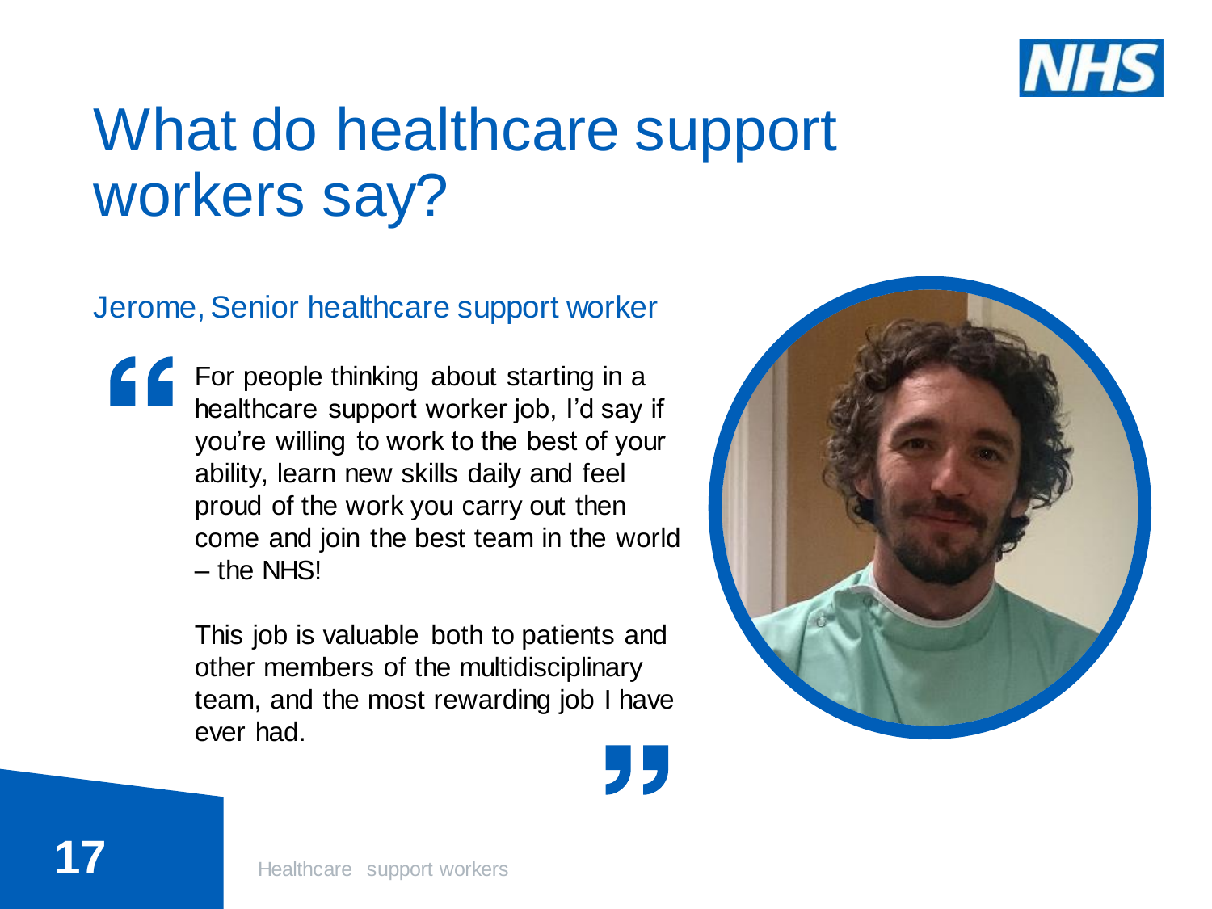# What do healthcare support workers say?

Jerome, Senior healthcare support worker

> For people thinking about starting in a healthcare support worker job, I'd say if you're willing to work to the best of your ability, learn new skills daily and feel proud of the work you carry out then come and join the best team in the world – the NHS!
>
> This job is valuable both to patients and other members of the multidisciplinary team, and the most rewarding job I have ever had.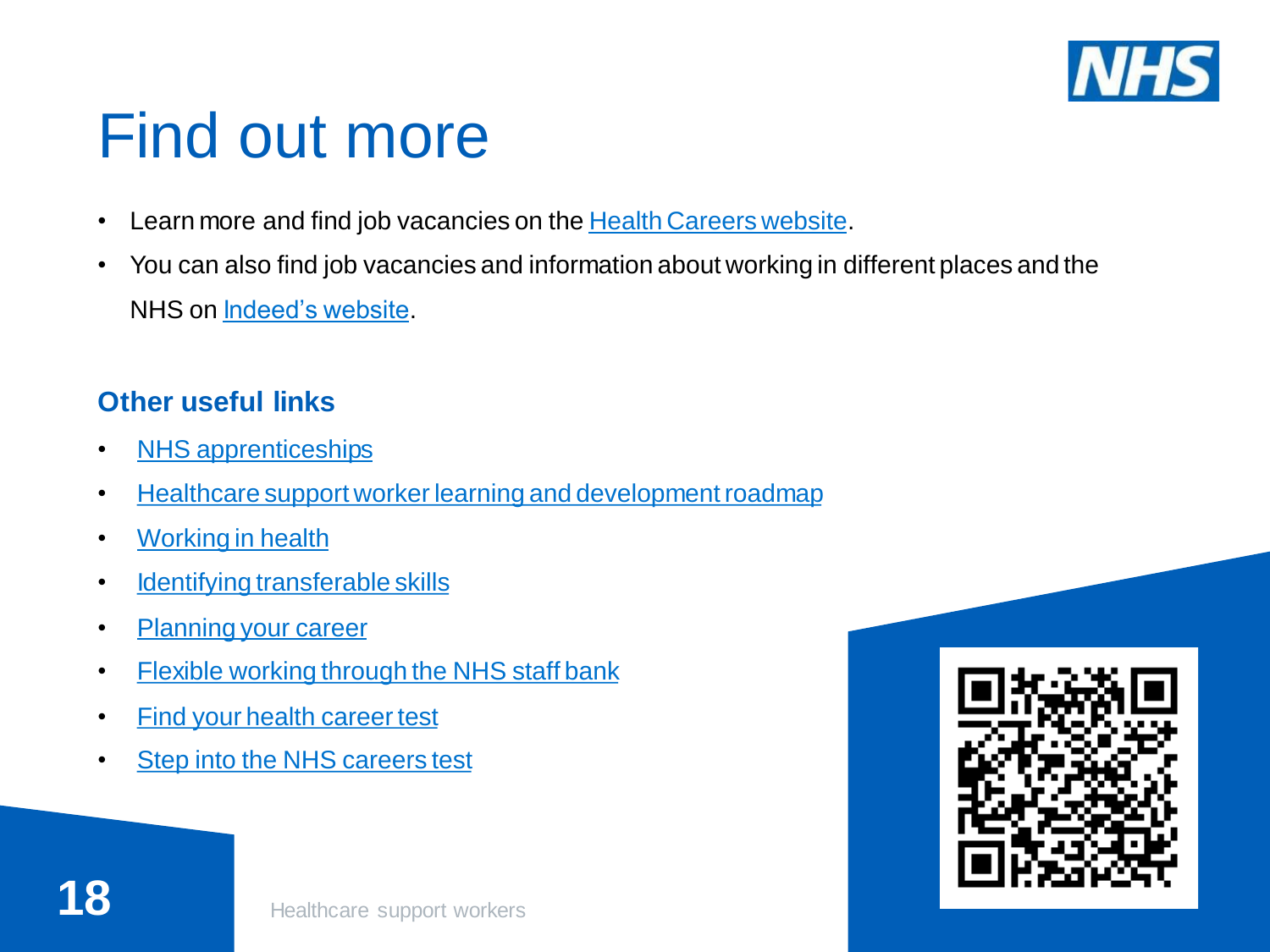# Find out more

- Learn more and find job vacancies on the Health Careers website.
- You can also find job vacancies and information about working in different places and the NHS on Indeed's website.

### Other useful links

- NHS apprenticeships
- Healthcare support worker learning and development roadmap
- Working in health
- Identifying transferable skills
- Planning your career
- Flexible working through the NHS staff bank
- Find your health career test
- Step into the NHS careers test